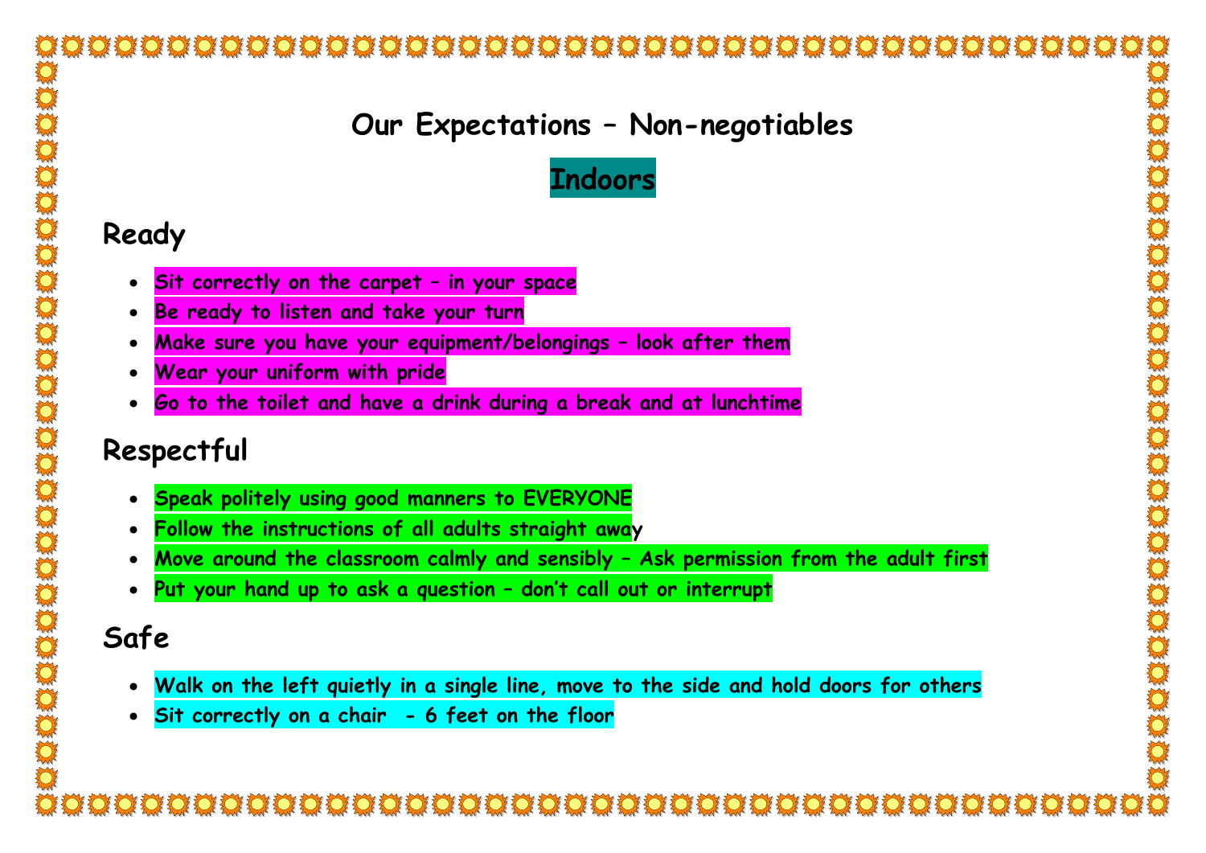# Our Expectations – Non-negotiables

## Indoors

### Ready

- **Sit correctly on the carpet – in your space**
- **Be ready to listen and take your turn**
- **Make sure you have your equipment/belongings – look after them**
- **Wear your uniform with pride**
- **Go to the toilet and have a drink during a break and at lunchtime**

### Respectful

- **Speak politely using good manners to EVERYONE**
- **Follow the instructions of all adults straight away**
- **Move around the classroom calmly and sensibly – Ask permission from the adult first**
- **Put your hand up to ask a question – don't call out or interrupt**

### Safe

- **Walk on the left quietly in a single line, move to the side and hold doors for others**
- **Sit correctly on a chair - 6 feet on the floor**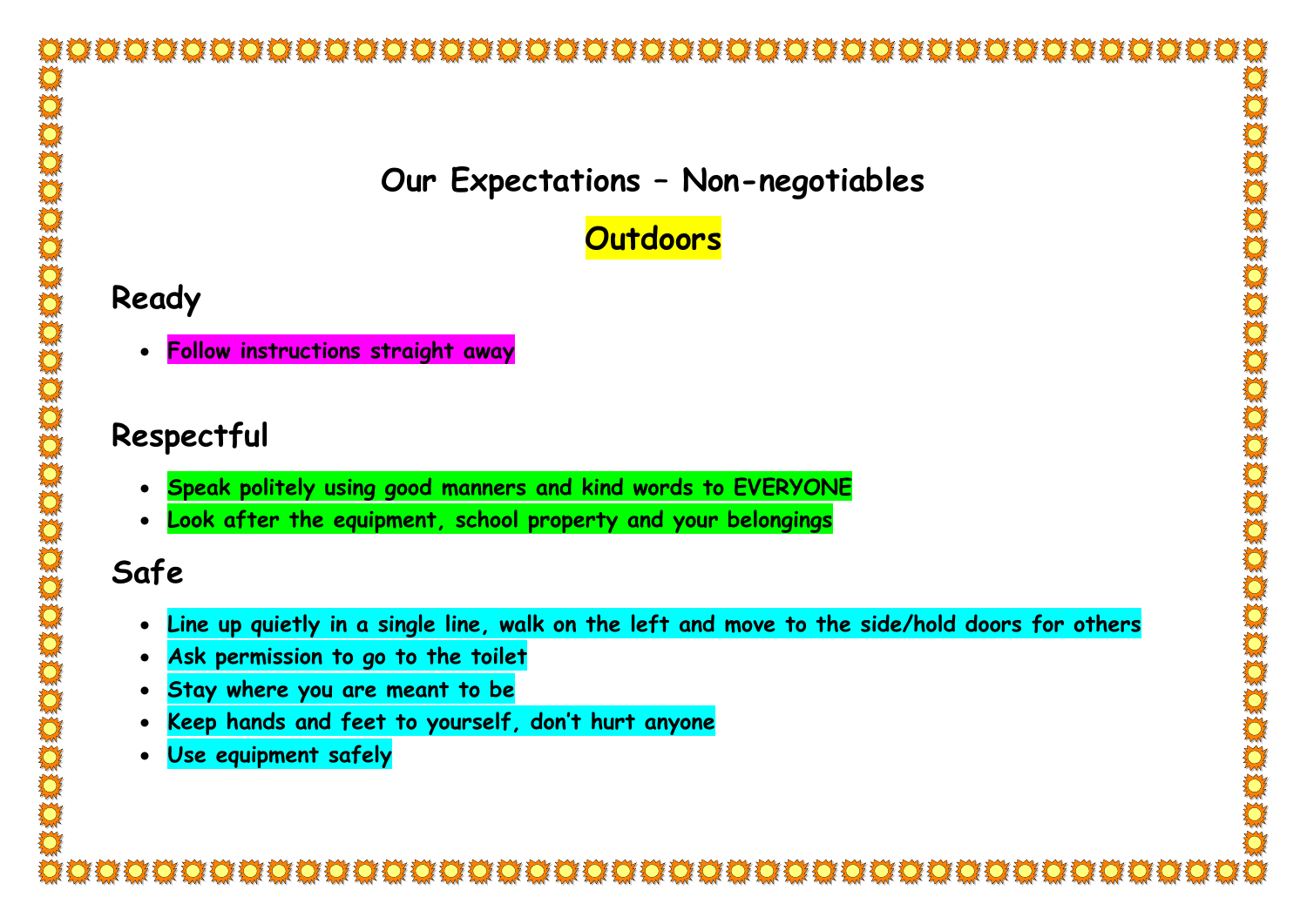# Our Expectations – Non-negotiables

## Outdoors

## Ready

- Follow instructions straight away

## Respectful

- Speak politely using good manners and kind words to EVERYONE
- Look after the equipment, school property and your belongings

## Safe

- Line up quietly in a single line, walk on the left and move to the side/hold doors for others
- Ask permission to go to the toilet
- Stay where you are meant to be
- Keep hands and feet to yourself, don't hurt anyone
- Use equipment safely